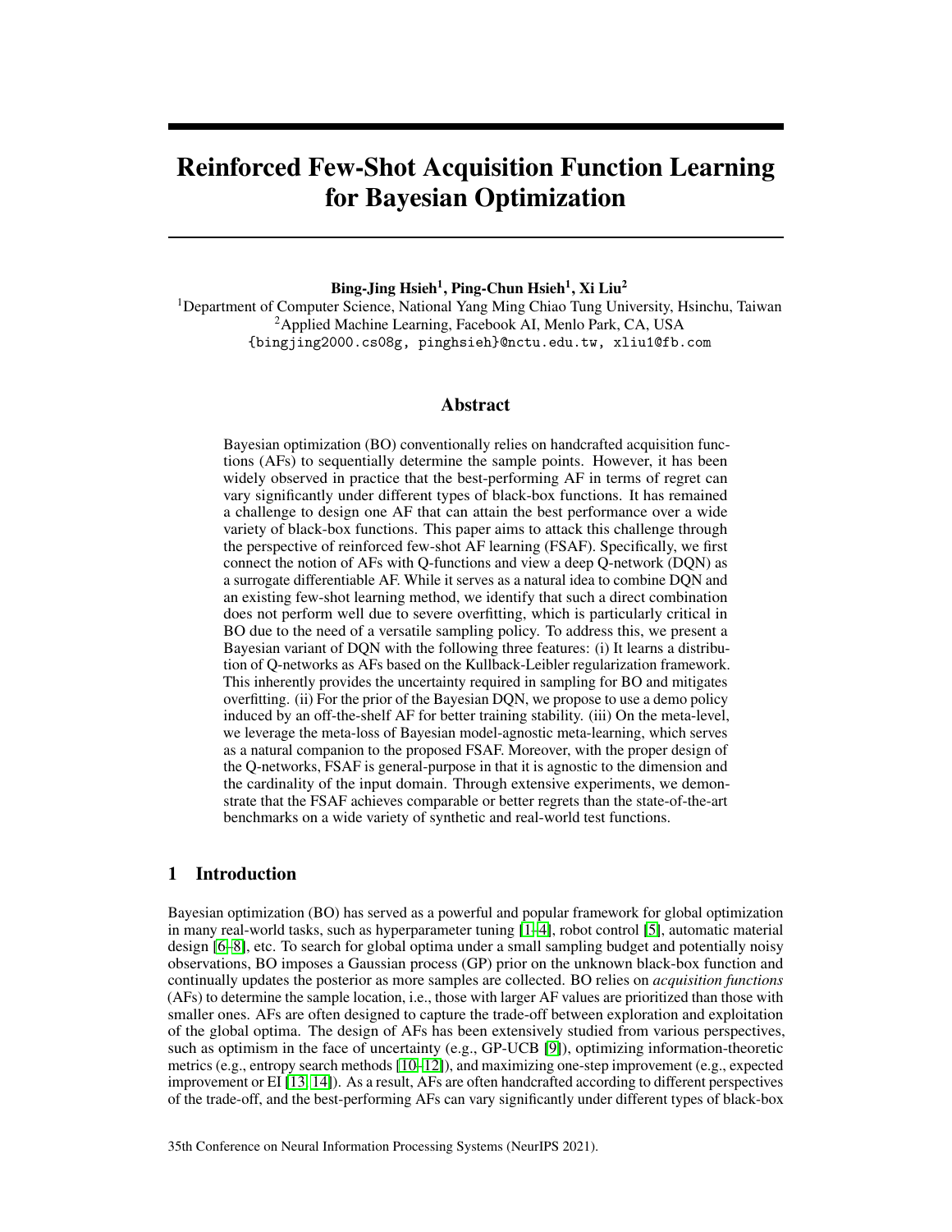# Reinforced Few-Shot Acquisition Function Learning for Bayesian Optimization

**Bing-Jing Hsieh[1], Ping-Chun Hsieh[1], Xi Liu[2]**

[1]Department of Computer Science, National Yang Ming Chiao Tung University, Hsinchu, Taiwan
[2]Applied Machine Learning, Facebook AI, Menlo Park, CA, USA
{bingjing2000.cs08g, pinghsieh}@nctu.edu.tw, xliu1@fb.com

## Abstract

Bayesian optimization (BO) conventionally relies on handcrafted acquisition functions (AFs) to sequentially determine the sample points. However, it has been widely observed in practice that the best-performing AF in terms of regret can vary significantly under different types of black-box functions. It has remained a challenge to design one AF that can attain the best performance over a wide variety of black-box functions. This paper aims to attack this challenge through the perspective of reinforced few-shot AF learning (FSAF). Specifically, we first connect the notion of AFs with Q-functions and view a deep Q-network (DQN) as a surrogate differentiable AF. While it serves as a natural idea to combine DQN and an existing few-shot learning method, we identify that such a direct combination does not perform well due to severe overfitting, which is particularly critical in BO due to the need of a versatile sampling policy. To address this, we present a Bayesian variant of DQN with the following three features: (i) It learns a distribution of Q-networks as AFs based on the Kullback-Leibler regularization framework. This inherently provides the uncertainty required in sampling for BO and mitigates overfitting. (ii) For the prior of the Bayesian DQN, we propose to use a demo policy induced by an off-the-shelf AF for better training stability. (iii) On the meta-level, we leverage the meta-loss of Bayesian model-agnostic meta-learning, which serves as a natural companion to the proposed FSAF. Moreover, with the proper design of the Q-networks, FSAF is general-purpose in that it is agnostic to the dimension and the cardinality of the input domain. Through extensive experiments, we demonstrate that the FSAF achieves comparable or better regrets than the state-of-the-art benchmarks on a wide variety of synthetic and real-world test functions.

## 1 Introduction

Bayesian optimization (BO) has served as a powerful and popular framework for global optimization in many real-world tasks, such as hyperparameter tuning [1–4], robot control [5], automatic material design [6–8], etc. To search for global optima under a small sampling budget and potentially noisy observations, BO imposes a Gaussian process (GP) prior on the unknown black-box function and continually updates the posterior as more samples are collected. BO relies on *acquisition functions* (AFs) to determine the sample location, i.e., those with larger AF values are prioritized than those with smaller ones. AFs are often designed to capture the trade-off between exploration and exploitation of the global optima. The design of AFs has been extensively studied from various perspectives, such as optimism in the face of uncertainty (e.g., GP-UCB [9]), optimizing information-theoretic metrics (e.g., entropy search methods [10–12]), and maximizing one-step improvement (e.g., expected improvement or EI [13, 14]). As a result, AFs are often handcrafted according to different perspectives of the trade-off, and the best-performing AFs can vary significantly under different types of black-box

35th Conference on Neural Information Processing Systems (NeurIPS 2021).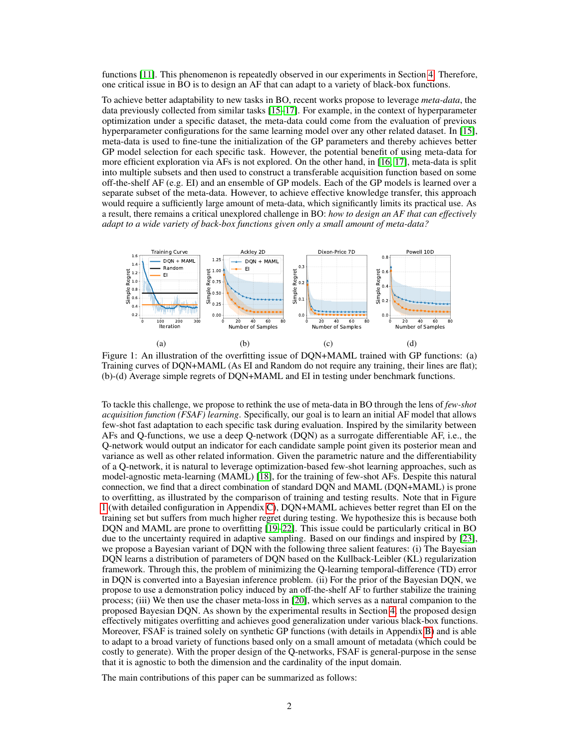functions [11]. This phenomenon is repeatedly observed in our experiments in Section 4. Therefore, one critical issue in BO is to design an AF that can adapt to a variety of black-box functions.

To achieve better adaptability to new tasks in BO, recent works propose to leverage *meta-data*, the data previously collected from similar tasks [15–17]. For example, in the context of hyperparameter optimization under a specific dataset, the meta-data could come from the evaluation of previous hyperparameter configurations for the same learning model over any other related dataset. In [15], meta-data is used to fine-tune the initialization of the GP parameters and thereby achieves better GP model selection for each specific task. However, the potential benefit of using meta-data for more efficient exploration via AFs is not explored. On the other hand, in [16, 17], meta-data is split into multiple subsets and then used to construct a transferable acquisition function based on some off-the-shelf AF (e.g. EI) and an ensemble of GP models. Each of the GP models is learned over a separate subset of the meta-data. However, to achieve effective knowledge transfer, this approach would require a sufficiently large amount of meta-data, which significantly limits its practical use. As a result, there remains a critical unexplored challenge in BO: *how to design an AF that can effectively adapt to a wide variety of back-box functions given only a small amount of meta-data?*

Figure 1: An illustration of the overfitting issue of DQN+MAML trained with GP functions: (a) Training curves of DQN+MAML (As EI and Random do not require any training, their lines are flat); (b)-(d) Average simple regrets of DQN+MAML and EI in testing under benchmark functions.

To tackle this challenge, we propose to rethink the use of meta-data in BO through the lens of *few-shot acquisition function (FSAF) learning*. Specifically, our goal is to learn an initial AF model that allows few-shot fast adaptation to each specific task during evaluation. Inspired by the similarity between AFs and Q-functions, we use a deep Q-network (DQN) as a surrogate differentiable AF, i.e., the Q-network would output an indicator for each candidate sample point given its posterior mean and variance as well as other related information. Given the parametric nature and the differentiability of a Q-network, it is natural to leverage optimization-based few-shot learning approaches, such as model-agnostic meta-learning (MAML) [18], for the training of few-shot AFs. Despite this natural connection, we find that a direct combination of standard DQN and MAML (DQN+MAML) is prone to overfitting, as illustrated by the comparison of training and testing results. Note that in Figure 1 (with detailed configuration in Appendix C), DQN+MAML achieves better regret than EI on the training set but suffers from much higher regret during testing. We hypothesize this is because both DQN and MAML are prone to overfitting [19–22]. This issue could be particularly critical in BO due to the uncertainty required in adaptive sampling. Based on our findings and inspired by [23], we propose a Bayesian variant of DQN with the following three salient features: (i) The Bayesian DQN learns a distribution of parameters of DQN based on the Kullback-Leibler (KL) regularization framework. Through this, the problem of minimizing the Q-learning temporal-difference (TD) error in DQN is converted into a Bayesian inference problem. (ii) For the prior of the Bayesian DQN, we propose to use a demonstration policy induced by an off-the-shelf AF to further stabilize the training process; (iii) We then use the chaser meta-loss in [20], which serves as a natural companion to the proposed Bayesian DQN. As shown by the experimental results in Section 4, the proposed design effectively mitigates overfitting and achieves good generalization under various black-box functions. Moreover, FSAF is trained solely on synthetic GP functions (with details in Appendix B) and is able to adapt to a broad variety of functions based only on a small amount of metadata (which could be costly to generate). With the proper design of the Q-networks, FSAF is general-purpose in the sense that it is agnostic to both the dimension and the cardinality of the input domain.

The main contributions of this paper can be summarized as follows: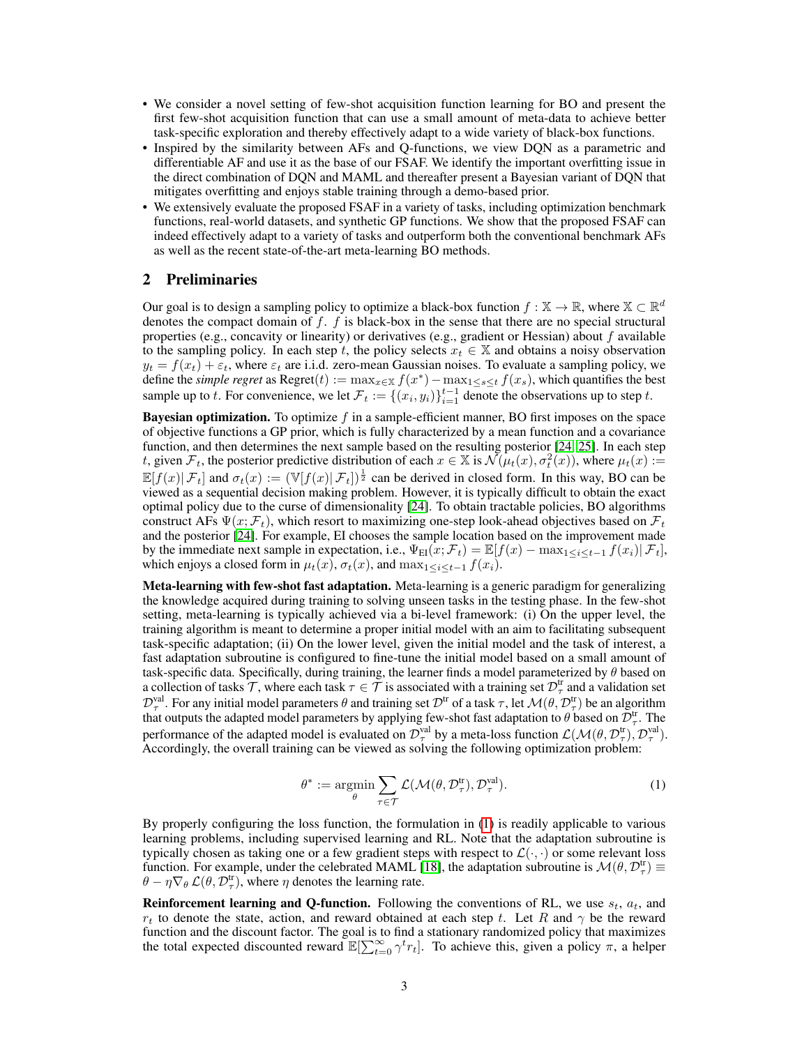- We consider a novel setting of few-shot acquisition function learning for BO and present the first few-shot acquisition function that can use a small amount of meta-data to achieve better task-specific exploration and thereby effectively adapt to a wide variety of black-box functions.
- Inspired by the similarity between AFs and Q-functions, we view DQN as a parametric and differentiable AF and use it as the base of our FSAF. We identify the important overfitting issue in the direct combination of DQN and MAML and thereafter present a Bayesian variant of DQN that mitigates overfitting and enjoys stable training through a demo-based prior.
- We extensively evaluate the proposed FSAF in a variety of tasks, including optimization benchmark functions, real-world datasets, and synthetic GP functions. We show that the proposed FSAF can indeed effectively adapt to a variety of tasks and outperform both the conventional benchmark AFs as well as the recent state-of-the-art meta-learning BO methods.

## 2 Preliminaries

Our goal is to design a sampling policy to optimize a black-box function $f : \mathbb{X} \to \mathbb{R}$, where $\mathbb{X} \subset \mathbb{R}^d$ denotes the compact domain of $f$. $f$ is black-box in the sense that there are no special structural properties (e.g., concavity or linearity) or derivatives (e.g., gradient or Hessian) about $f$ available to the sampling policy. In each step $t$, the policy selects $x_t \in \mathbb{X}$ and obtains a noisy observation $y_t = f(x_t) + \varepsilon_t$, where $\varepsilon_t$ are i.i.d. zero-mean Gaussian noises. To evaluate a sampling policy, we define the *simple regret* as $\text{Regret}(t) := \max_{x \in \mathbb{X}} f(x^*) - \max_{1 \le s \le t} f(x_s)$, which quantifies the best sample up to $t$. For convenience, we let $\mathcal{F}_t := \{(x_i, y_i)\}_{i=1}^{t-1}$ denote the observations up to step $t$.

**Bayesian optimization.** To optimize $f$ in a sample-efficient manner, BO first imposes on the space of objective functions a GP prior, which is fully characterized by a mean function and a covariance function, and then determines the next sample based on the resulting posterior [24, 25]. In each step $t$, given $\mathcal{F}_t$, the posterior predictive distribution of each $x \in \mathbb{X}$ is $\mathcal{N}(\mu_t(x), \sigma_t^2(x))$, where $\mu_t(x) := \mathbb{E}[f(x)|\, \mathcal{F}_t]$ and $\sigma_t(x) := (\mathbb{V}[f(x)|\, \mathcal{F}_t])^{\frac{1}{2}}$ can be derived in closed form. In this way, BO can be viewed as a sequential decision making problem. However, it is typically difficult to obtain the exact optimal policy due to the curse of dimensionality [24]. To obtain tractable policies, BO algorithms construct AFs $\Psi(x; \mathcal{F}_t)$, which resort to maximizing one-step look-ahead objectives based on $\mathcal{F}_t$ and the posterior [24]. For example, EI chooses the sample location based on the improvement made by the immediate next sample in expectation, i.e., $\Psi_{\text{EI}}(x; \mathcal{F}_t) = \mathbb{E}[f(x) - \max_{1 \le i \le t-1} f(x_i)|\, \mathcal{F}_t]$, which enjoys a closed form in $\mu_t(x)$, $\sigma_t(x)$, and $\max_{1 \le i \le t-1} f(x_i)$.

**Meta-learning with few-shot fast adaptation.** Meta-learning is a generic paradigm for generalizing the knowledge acquired during training to solving unseen tasks in the testing phase. In the few-shot setting, meta-learning is typically achieved via a bi-level framework: (i) On the upper level, the training algorithm is meant to determine a proper initial model with an aim to facilitating subsequent task-specific adaptation; (ii) On the lower level, given the initial model and the task of interest, a fast adaptation subroutine is configured to fine-tune the initial model based on a small amount of task-specific data. Specifically, during training, the learner finds a model parameterized by $\theta$ based on a collection of tasks $\mathcal{T}$, where each task $\tau \in \mathcal{T}$ is associated with a training set $\mathcal{D}_\tau^{\text{tr}}$ and a validation set $\mathcal{D}_\tau^{\text{val}}$. For any initial model parameters $\theta$ and training set $\mathcal{D}^{\text{tr}}$ of a task $\tau$, let $\mathcal{M}(\theta, \mathcal{D}_\tau^{\text{tr}})$ be an algorithm that outputs the adapted model parameters by applying few-shot fast adaptation to $\theta$ based on $\mathcal{D}_\tau^{\text{tr}}$. The performance of the adapted model is evaluated on $\mathcal{D}_\tau^{\text{val}}$ by a meta-loss function $\mathcal{L}(\mathcal{M}(\theta, \mathcal{D}_\tau^{\text{tr}}), \mathcal{D}_\tau^{\text{val}})$. Accordingly, the overall training can be viewed as solving the following optimization problem:

$$\theta^* := \operatorname*{argmin}_{\theta} \sum_{\tau \in \mathcal{T}} \mathcal{L}(\mathcal{M}(\theta, \mathcal{D}_\tau^{\text{tr}}), \mathcal{D}_\tau^{\text{val}}). \tag{1}$$

By properly configuring the loss function, the formulation in (1) is readily applicable to various learning problems, including supervised learning and RL. Note that the adaptation subroutine is typically chosen as taking one or a few gradient steps with respect to $\mathcal{L}(\cdot, \cdot)$ or some relevant loss function. For example, under the celebrated MAML [18], the adaptation subroutine is $\mathcal{M}(\theta, \mathcal{D}_\tau^{\text{tr}}) \equiv \theta - \eta \nabla_\theta \mathcal{L}(\theta, \mathcal{D}_\tau^{\text{tr}})$, where $\eta$ denotes the learning rate.

**Reinforcement learning and Q-function.** Following the conventions of RL, we use $s_t$, $a_t$, and $r_t$ to denote the state, action, and reward obtained at each step $t$. Let $R$ and $\gamma$ be the reward function and the discount factor. The goal is to find a stationary randomized policy that maximizes the total expected discounted reward $\mathbb{E}[\sum_{t=0}^{\infty} \gamma^t r_t]$. To achieve this, given a policy $\pi$, a helper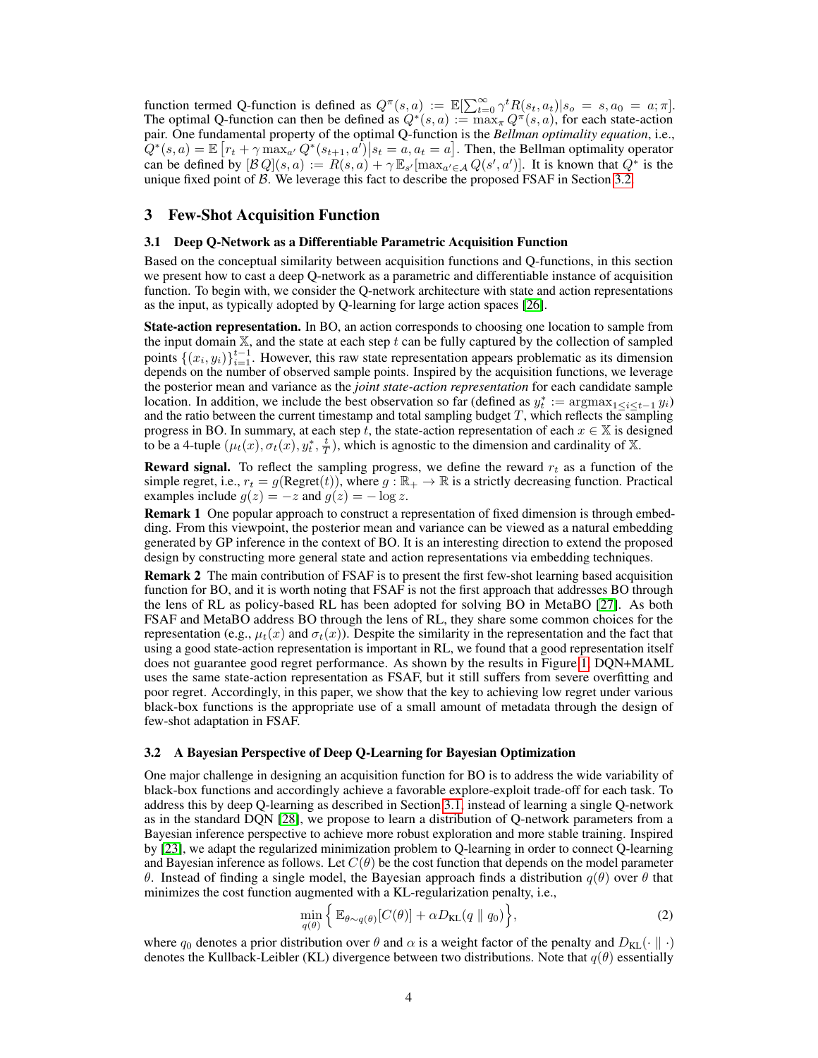function termed Q-function is defined as $Q^{\pi}(s,a) := \mathbb{E}[\sum_{t=0}^{\infty} \gamma^t R(s_t, a_t) | s_o = s, a_0 = a; \pi]$. The optimal Q-function can then be defined as $Q^*(s,a) := \max_{\pi} Q^{\pi}(s,a)$, for each state-action pair. One fundamental property of the optimal Q-function is the *Bellman optimality equation*, i.e., $Q^*(s,a) = \mathbb{E}\left[r_t + \gamma \max_{a'} Q^*(s_{t+1}, a') \middle| s_t = a, a_t = a\right]$. Then, the Bellman optimality operator can be defined by $[\mathcal{B}\, Q](s,a) := R(s,a) + \gamma\, \mathbb{E}_{s'}[\max_{a' \in \mathcal{A}} Q(s', a')]$. It is known that $Q^*$ is the unique fixed point of $\mathcal{B}$. We leverage this fact to describe the proposed FSAF in Section 3.2.

# 3 Few-Shot Acquisition Function

## 3.1 Deep Q-Network as a Differentiable Parametric Acquisition Function

Based on the conceptual similarity between acquisition functions and Q-functions, in this section we present how to cast a deep Q-network as a parametric and differentiable instance of acquisition function. To begin with, we consider the Q-network architecture with state and action representations as the input, as typically adopted by Q-learning for large action spaces [26].

**State-action representation.** In BO, an action corresponds to choosing one location to sample from the input domain $\mathbb{X}$, and the state at each step $t$ can be fully captured by the collection of sampled points $\{(x_i, y_i)\}_{i=1}^{t-1}$. However, this raw state representation appears problematic as its dimension depends on the number of observed sample points. Inspired by the acquisition functions, we leverage the posterior mean and variance as the *joint state-action representation* for each candidate sample location. In addition, we include the best observation so far (defined as $y_t^* := \arg\max_{1 \le i \le t-1} y_i$) and the ratio between the current timestamp and total sampling budget $T$, which reflects the sampling progress in BO. In summary, at each step $t$, the state-action representation of each $x \in \mathbb{X}$ is designed to be a 4-tuple $(\mu_t(x), \sigma_t(x), y_t^*, \frac{t}{T})$, which is agnostic to the dimension and cardinality of $\mathbb{X}$.

**Reward signal.** To reflect the sampling progress, we define the reward $r_t$ as a function of the simple regret, i.e., $r_t = g(\text{Regret}(t))$, where $g : \mathbb{R}_+ \to \mathbb{R}$ is a strictly decreasing function. Practical examples include $g(z) = -z$ and $g(z) = -\log z$.

**Remark 1** One popular approach to construct a representation of fixed dimension is through embedding. From this viewpoint, the posterior mean and variance can be viewed as a natural embedding generated by GP inference in the context of BO. It is an interesting direction to extend the proposed design by constructing more general state and action representations via embedding techniques.

**Remark 2** The main contribution of FSAF is to present the first few-shot learning based acquisition function for BO, and it is worth noting that FSAF is not the first approach that addresses BO through the lens of RL as policy-based RL has been adopted for solving BO in MetaBO [27]. As both FSAF and MetaBO address BO through the lens of RL, they share some common choices for the representation (e.g., $\mu_t(x)$ and $\sigma_t(x)$). Despite the similarity in the representation and the fact that using a good state-action representation is important in RL, we found that a good representation itself does not guarantee good regret performance. As shown by the results in Figure 1, DQN+MAML uses the same state-action representation as FSAF, but it still suffers from severe overfitting and poor regret. Accordingly, in this paper, we show that the key to achieving low regret under various black-box functions is the appropriate use of a small amount of metadata through the design of few-shot adaptation in FSAF.

## 3.2 A Bayesian Perspective of Deep Q-Learning for Bayesian Optimization

One major challenge in designing an acquisition function for BO is to address the wide variability of black-box functions and accordingly achieve a favorable explore-exploit trade-off for each task. To address this by deep Q-learning as described in Section 3.1, instead of learning a single Q-network as in the standard DQN [28], we propose to learn a distribution of Q-network parameters from a Bayesian inference perspective to achieve more robust exploration and more stable training. Inspired by [23], we adapt the regularized minimization problem to Q-learning in order to connect Q-learning and Bayesian inference as follows. Let $C(\theta)$ be the cost function that depends on the model parameter $\theta$. Instead of finding a single model, the Bayesian approach finds a distribution $q(\theta)$ over $\theta$ that minimizes the cost function augmented with a KL-regularization penalty, i.e.,

$$\min_{q(\theta)} \Big\{ \mathbb{E}_{\theta \sim q(\theta)}[C(\theta)] + \alpha D_{\text{KL}}(q \parallel q_0) \Big\}, \tag{2}$$

where $q_0$ denotes a prior distribution over $\theta$ and $\alpha$ is a weight factor of the penalty and $D_{\text{KL}}(\cdot \parallel \cdot)$ denotes the Kullback-Leibler (KL) divergence between two distributions. Note that $q(\theta)$ essentially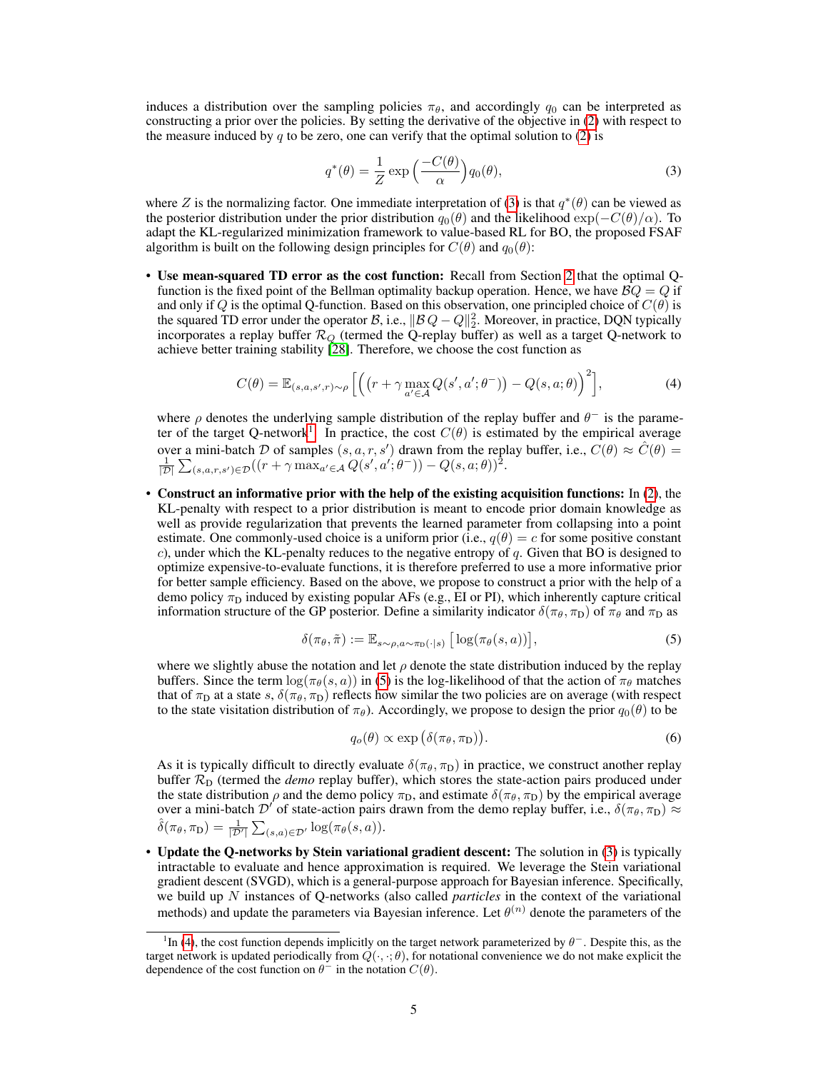induces a distribution over the sampling policies $\pi_\theta$, and accordingly $q_0$ can be interpreted as constructing a prior over the policies. By setting the derivative of the objective in (2) with respect to the measure induced by $q$ to be zero, one can verify that the optimal solution to (2) is

$$q^*(\theta) = \frac{1}{Z} \exp\Big(\frac{-C(\theta)}{\alpha}\Big) q_0(\theta), \tag{3}$$

where $Z$ is the normalizing factor. One immediate interpretation of (3) is that $q^*(\theta)$ can be viewed as the posterior distribution under the prior distribution $q_0(\theta)$ and the likelihood $\exp(-C(\theta)/\alpha)$. To adapt the KL-regularized minimization framework to value-based RL for BO, the proposed FSAF algorithm is built on the following design principles for $C(\theta)$ and $q_0(\theta)$:

- **Use mean-squared TD error as the cost function:** Recall from Section 2 that the optimal Q-function is the fixed point of the Bellman optimality backup operation. Hence, we have $\mathcal{B}Q = Q$ if and only if $Q$ is the optimal Q-function. Based on this observation, one principled choice of $C(\theta)$ is the squared TD error under the operator $\mathcal{B}$, i.e., $\|\mathcal{B}\, Q - Q\|_2^2$. Moreover, in practice, DQN typically incorporates a replay buffer $\mathcal{R}_Q$ (termed the Q-replay buffer) as well as a target Q-network to achieve better training stability [28]. Therefore, we choose the cost function as

$$C(\theta) = \mathbb{E}_{(s,a,s',r)\sim\rho}\Big[\Big(\big(r + \gamma \max_{a'\in\mathcal{A}} Q(s', a'; \theta^-)\big) - Q(s, a; \theta)\Big)^2\Big], \tag{4}$$

  where $\rho$ denotes the underlying sample distribution of the replay buffer and $\theta^-$ is the parameter of the target Q-network[1]. In practice, the cost $C(\theta)$ is estimated by the empirical average over a mini-batch $\mathcal{D}$ of samples $(s, a, r, s')$ drawn from the replay buffer, i.e., $C(\theta) \approx \hat{C}(\theta) = \frac{1}{|\mathcal{D}|}\sum_{(s,a,r,s')\in\mathcal{D}}((r + \gamma \max_{a'\in\mathcal{A}} Q(s', a'; \theta^-)) - Q(s, a; \theta))^2$.

- **Construct an informative prior with the help of the existing acquisition functions:** In (2), the KL-penalty with respect to a prior distribution is meant to encode prior domain knowledge as well as provide regularization that prevents the learned parameter from collapsing into a point estimate. One commonly-used choice is a uniform prior (i.e., $q(\theta) = c$ for some positive constant $c$), under which the KL-penalty reduces to the negative entropy of $q$. Given that BO is designed to optimize expensive-to-evaluate functions, it is therefore preferred to use a more informative prior for better sample efficiency. Based on the above, we propose to construct a prior with the help of a demo policy $\pi_{\text{D}}$ induced by existing popular AFs (e.g., EI or PI), which inherently capture critical information structure of the GP posterior. Define a similarity indicator $\delta(\pi_\theta, \pi_{\text{D}})$ of $\pi_\theta$ and $\pi_{\text{D}}$ as

$$\delta(\pi_\theta, \tilde{\pi}) := \mathbb{E}_{s\sim\rho, a\sim\pi_{\text{D}}(\cdot|s)}\big[\log(\pi_\theta(s, a))\big], \tag{5}$$

  where we slightly abuse the notation and let $\rho$ denote the state distribution induced by the replay buffers. Since the term $\log(\pi_\theta(s, a))$ in (5) is the log-likelihood of that the action of $\pi_\theta$ matches that of $\pi_{\text{D}}$ at a state $s$, $\delta(\pi_\theta, \pi_{\text{D}})$ reflects how similar the two policies are on average (with respect to the state visitation distribution of $\pi_\theta$). Accordingly, we propose to design the prior $q_0(\theta)$ to be

$$q_o(\theta) \propto \exp\big(\delta(\pi_\theta, \pi_{\text{D}})\big). \tag{6}$$

  As it is typically difficult to directly evaluate $\delta(\pi_\theta, \pi_{\text{D}})$ in practice, we construct another replay buffer $\mathcal{R}_{\text{D}}$ (termed the *demo* replay buffer), which stores the state-action pairs produced under the state distribution $\rho$ and the demo policy $\pi_{\text{D}}$, and estimate $\delta(\pi_\theta, \pi_{\text{D}})$ by the empirical average over a mini-batch $\mathcal{D}'$ of state-action pairs drawn from the demo replay buffer, i.e., $\delta(\pi_\theta, \pi_{\text{D}}) \approx \hat{\delta}(\pi_\theta, \pi_{\text{D}}) = \frac{1}{|\mathcal{D}'|}\sum_{(s,a)\in\mathcal{D}'}\log(\pi_\theta(s, a))$.

- **Update the Q-networks by Stein variational gradient descent:** The solution in (3) is typically intractable to evaluate and hence approximation is required. We leverage the Stein variational gradient descent (SVGD), which is a general-purpose approach for Bayesian inference. Specifically, we build up $N$ instances of Q-networks (also called *particles* in the context of the variational methods) and update the parameters via Bayesian inference. Let $\theta^{(n)}$ denote the parameters of the

[1] In (4), the cost function depends implicitly on the target network parameterized by $\theta^-$. Despite this, as the target network is updated periodically from $Q(\cdot, \cdot; \theta)$, for notational convenience we do not make explicit the dependence of the cost function on $\theta^-$ in the notation $C(\theta)$.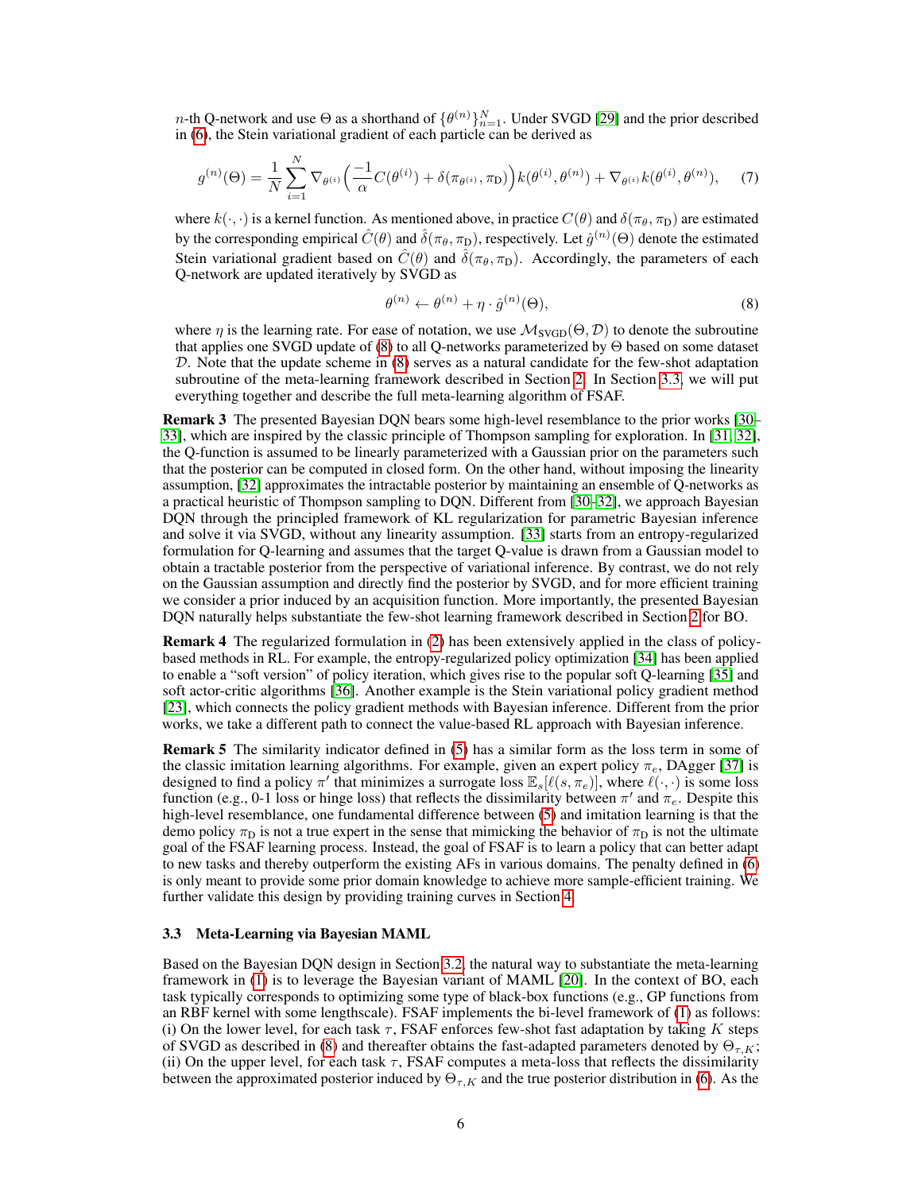$n$-th Q-network and use $\Theta$ as a shorthand of $\{\theta^{(n)}\}_{n=1}^N$. Under SVGD [29] and the prior described in (6), the Stein variational gradient of each particle can be derived as

$$g^{(n)}(\Theta) = \frac{1}{N}\sum_{i=1}^{N} \nabla_{\theta^{(i)}}\Big(\frac{-1}{\alpha}C(\theta^{(i)}) + \delta(\pi_{\theta^{(i)}}, \pi_{\mathrm{D}})\Big)k(\theta^{(i)}, \theta^{(n)}) + \nabla_{\theta^{(i)}} k(\theta^{(i)}, \theta^{(n)}), \tag{7}$$

where $k(\cdot,\cdot)$ is a kernel function. As mentioned above, in practice $C(\theta)$ and $\delta(\pi_\theta, \pi_{\mathrm{D}})$ are estimated by the corresponding empirical $\hat{C}(\theta)$ and $\hat{\delta}(\pi_\theta, \pi_{\mathrm{D}})$, respectively. Let $\hat{g}^{(n)}(\Theta)$ denote the estimated Stein variational gradient based on $\hat{C}(\theta)$ and $\hat{\delta}(\pi_\theta, \pi_{\mathrm{D}})$. Accordingly, the parameters of each Q-network are updated iteratively by SVGD as

$$\theta^{(n)} \leftarrow \theta^{(n)} + \eta \cdot \hat{g}^{(n)}(\Theta), \tag{8}$$

where $\eta$ is the learning rate. For ease of notation, we use $\mathcal{M}_{\mathrm{SVGD}}(\Theta, \mathcal{D})$ to denote the subroutine that applies one SVGD update of (8) to all Q-networks parameterized by $\Theta$ based on some dataset $\mathcal{D}$. Note that the update scheme in (8) serves as a natural candidate for the few-shot adaptation subroutine of the meta-learning framework described in Section 2. In Section 3.3, we will put everything together and describe the full meta-learning algorithm of FSAF.

**Remark 3** The presented Bayesian DQN bears some high-level resemblance to the prior works [30–33], which are inspired by the classic principle of Thompson sampling for exploration. In [31, 32], the Q-function is assumed to be linearly parameterized with a Gaussian prior on the parameters such that the posterior can be computed in closed form. On the other hand, without imposing the linearity assumption, [32] approximates the intractable posterior by maintaining an ensemble of Q-networks as a practical heuristic of Thompson sampling to DQN. Different from [30–32], we approach Bayesian DQN through the principled framework of KL regularization for parametric Bayesian inference and solve it via SVGD, without any linearity assumption. [33] starts from an entropy-regularized formulation for Q-learning and assumes that the target Q-value is drawn from a Gaussian model to obtain a tractable posterior from the perspective of variational inference. By contrast, we do not rely on the Gaussian assumption and directly find the posterior by SVGD, and for more efficient training we consider a prior induced by an acquisition function. More importantly, the presented Bayesian DQN naturally helps substantiate the few-shot learning framework described in Section 2 for BO.

**Remark 4** The regularized formulation in (2) has been extensively applied in the class of policy-based methods in RL. For example, the entropy-regularized policy optimization [34] has been applied to enable a "soft version" of policy iteration, which gives rise to the popular soft Q-learning [35] and soft actor-critic algorithms [36]. Another example is the Stein variational policy gradient method [23], which connects the policy gradient methods with Bayesian inference. Different from the prior works, we take a different path to connect the value-based RL approach with Bayesian inference.

**Remark 5** The similarity indicator defined in (5) has a similar form as the loss term in some of the classic imitation learning algorithms. For example, given an expert policy $\pi_e$, DAgger [37] is designed to find a policy $\pi'$ that minimizes a surrogate loss $\mathbb{E}_s[\ell(s, \pi_e)]$, where $\ell(\cdot,\cdot)$ is some loss function (e.g., 0-1 loss or hinge loss) that reflects the dissimilarity between $\pi'$ and $\pi_e$. Despite this high-level resemblance, one fundamental difference between (5) and imitation learning is that the demo policy $\pi_{\mathrm{D}}$ is not a true expert in the sense that mimicking the behavior of $\pi_{\mathrm{D}}$ is not the ultimate goal of the FSAF learning process. Instead, the goal of FSAF is to learn a policy that can better adapt to new tasks and thereby outperform the existing AFs in various domains. The penalty defined in (6) is only meant to provide some prior domain knowledge to achieve more sample-efficient training. We further validate this design by providing training curves in Section 4.

### 3.3 Meta-Learning via Bayesian MAML

Based on the Bayesian DQN design in Section 3.2, the natural way to substantiate the meta-learning framework in (1) is to leverage the Bayesian variant of MAML [20]. In the context of BO, each task typically corresponds to optimizing some type of black-box functions (e.g., GP functions from an RBF kernel with some lengthscale). FSAF implements the bi-level framework of (1) as follows: (i) On the lower level, for each task $\tau$, FSAF enforces few-shot fast adaptation by taking $K$ steps of SVGD as described in (8) and thereafter obtains the fast-adapted parameters denoted by $\Theta_{\tau,K}$; (ii) On the upper level, for each task $\tau$, FSAF computes a meta-loss that reflects the dissimilarity between the approximated posterior induced by $\Theta_{\tau,K}$ and the true posterior distribution in (6). As the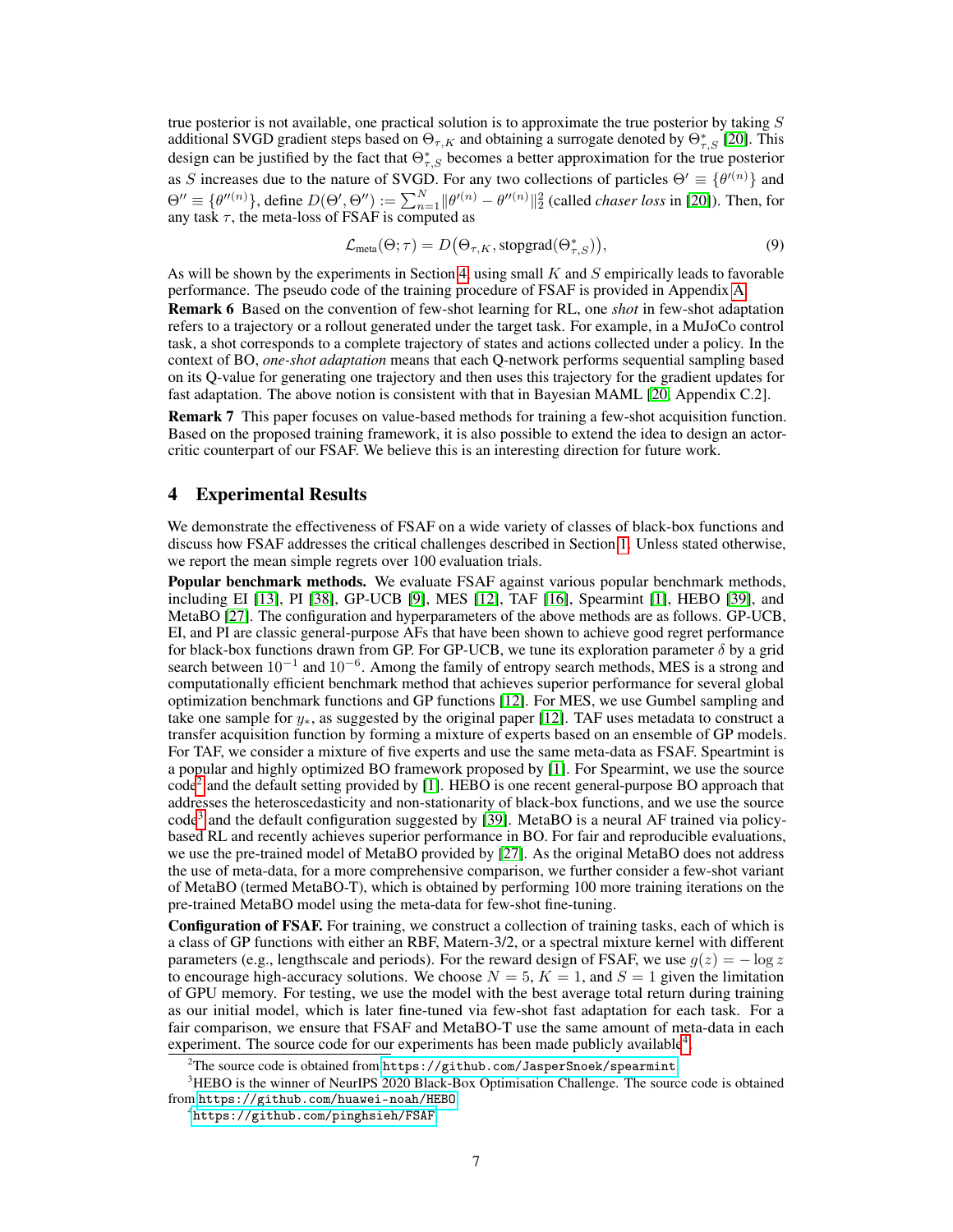true posterior is not available, one practical solution is to approximate the true posterior by taking $S$ additional SVGD gradient steps based on $\Theta_{\tau,K}$ and obtaining a surrogate denoted by $\Theta^*_{\tau,S}$ [20]. This design can be justified by the fact that $\Theta^*_{\tau,S}$ becomes a better approximation for the true posterior as $S$ increases due to the nature of SVGD. For any two collections of particles $\Theta' \equiv \{\theta'^{(n)}\}$ and $\Theta'' \equiv \{\theta''^{(n)}\}$, define $D(\Theta', \Theta'') := \sum_{n=1}^{N} \|\theta'^{(n)} - \theta''^{(n)}\|_2^2$ (called *chaser loss* in [20]). Then, for any task $\tau$, the meta-loss of FSAF is computed as

$$\mathcal{L}_{\text{meta}}(\Theta; \tau) = D\big(\Theta_{\tau,K}, \text{stopgrad}(\Theta^*_{\tau,S})\big), \tag{9}$$

As will be shown by the experiments in Section 4, using small $K$ and $S$ empirically leads to favorable performance. The pseudo code of the training procedure of FSAF is provided in Appendix A.

**Remark 6** Based on the convention of few-shot learning for RL, one *shot* in few-shot adaptation refers to a trajectory or a rollout generated under the target task. For example, in a MuJoCo control task, a shot corresponds to a complete trajectory of states and actions collected under a policy. In the context of BO, *one-shot adaptation* means that each Q-network performs sequential sampling based on its Q-value for generating one trajectory and then uses this trajectory for the gradient updates for fast adaptation. The above notion is consistent with that in Bayesian MAML [20, Appendix C.2].

**Remark 7** This paper focuses on value-based methods for training a few-shot acquisition function. Based on the proposed training framework, it is also possible to extend the idea to design an actor-critic counterpart of our FSAF. We believe this is an interesting direction for future work.

## 4 Experimental Results

We demonstrate the effectiveness of FSAF on a wide variety of classes of black-box functions and discuss how FSAF addresses the critical challenges described in Section 1. Unless stated otherwise, we report the mean simple regrets over 100 evaluation trials.

**Popular benchmark methods.** We evaluate FSAF against various popular benchmark methods, including EI [13], PI [38], GP-UCB [9], MES [12], TAF [16], Spearmint [1], HEBO [39], and MetaBO [27]. The configuration and hyperparameters of the above methods are as follows. GP-UCB, EI, and PI are classic general-purpose AFs that have been shown to achieve good regret performance for black-box functions drawn from GP. For GP-UCB, we tune its exploration parameter $\delta$ by a grid search between $10^{-1}$ and $10^{-6}$. Among the family of entropy search methods, MES is a strong and computationally efficient benchmark method that achieves superior performance for several global optimization benchmark functions and GP functions [12]. For MES, we use Gumbel sampling and take one sample for $y_*$, as suggested by the original paper [12]. TAF uses metadata to construct a transfer acquisition function by forming a mixture of experts based on an ensemble of GP models. For TAF, we consider a mixture of five experts and use the same meta-data as FSAF. Speartmint is a popular and highly optimized BO framework proposed by [1]. For Spearmint, we use the source code[2] and the default setting provided by [1]. HEBO is one recent general-purpose BO approach that addresses the heteroscedasticity and non-stationarity of black-box functions, and we use the source code[3] and the default configuration suggested by [39]. MetaBO is a neural AF trained via policy-based RL and recently achieves superior performance in BO. For fair and reproducible evaluations, we use the pre-trained model of MetaBO provided by [27]. As the original MetaBO does not address the use of meta-data, for a more comprehensive comparison, we further consider a few-shot variant of MetaBO (termed MetaBO-T), which is obtained by performing 100 more training iterations on the pre-trained MetaBO model using the meta-data for few-shot fine-tuning.

**Configuration of FSAF.** For training, we construct a collection of training tasks, each of which is a class of GP functions with either an RBF, Matern-3/2, or a spectral mixture kernel with different parameters (e.g., lengthscale and periods). For the reward design of FSAF, we use $g(z) = -\log z$ to encourage high-accuracy solutions. We choose $N = 5$, $K = 1$, and $S = 1$ given the limitation of GPU memory. For testing, we use the model with the best average total return during training as our initial model, which is later fine-tuned via few-shot fast adaptation for each task. For a fair comparison, we ensure that FSAF and MetaBO-T use the same amount of meta-data in each experiment. The source code for our experiments has been made publicly available[4].

[2] The source code is obtained from https://github.com/JasperSnoek/spearmint

[3] HEBO is the winner of NeurIPS 2020 Black-Box Optimisation Challenge. The source code is obtained from https://github.com/huawei-noah/HEBO

[4] https://github.com/pinghsieh/FSAF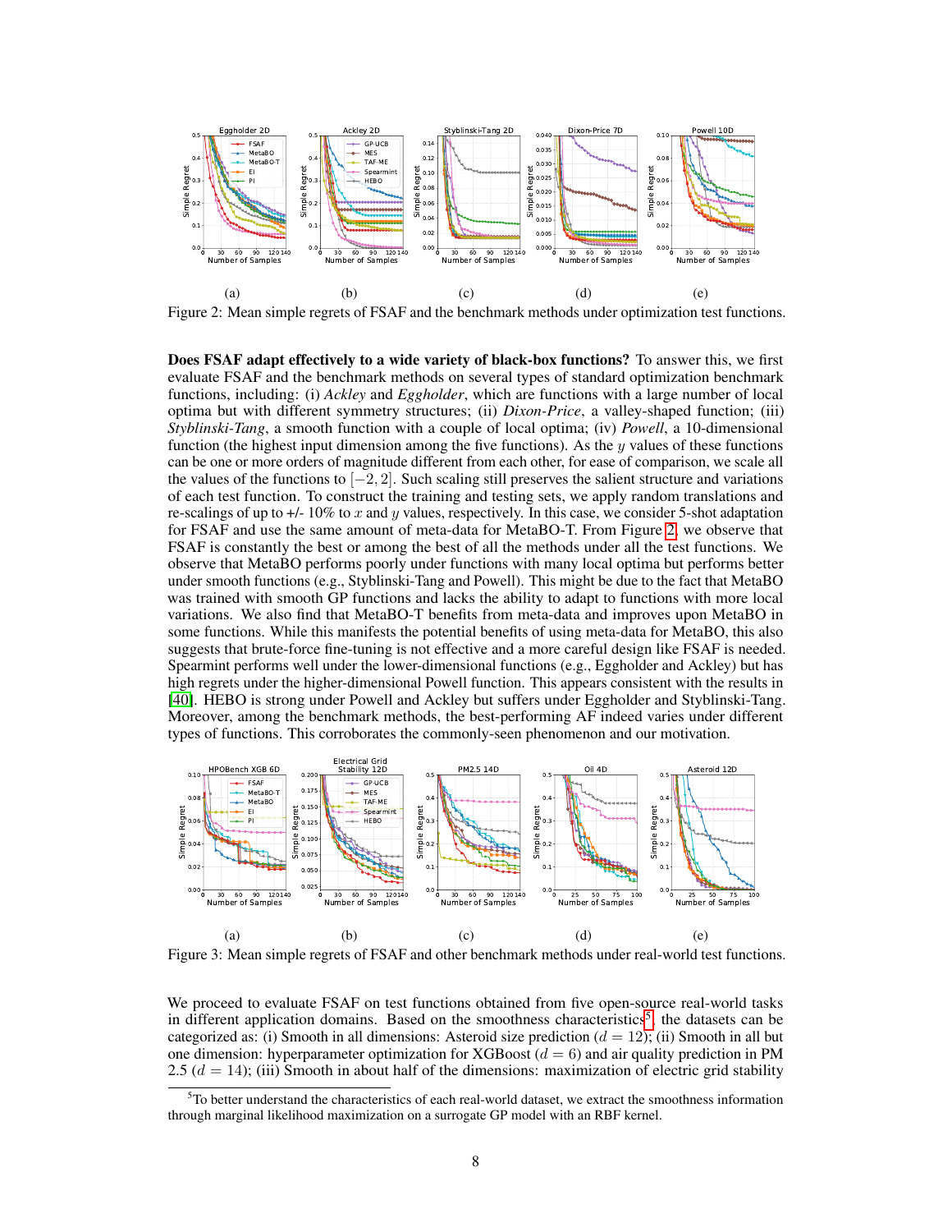(a) (b) (c) (d) (e)

Figure 2: Mean simple regrets of FSAF and the benchmark methods under optimization test functions.

**Does FSAF adapt effectively to a wide variety of black-box functions?** To answer this, we first evaluate FSAF and the benchmark methods on several types of standard optimization benchmark functions, including: (i) *Ackley* and *Eggholder*, which are functions with a large number of local optima but with different symmetry structures; (ii) *Dixon-Price*, a valley-shaped function; (iii) *Styblinski-Tang*, a smooth function with a couple of local optima; (iv) *Powell*, a 10-dimensional function (the highest input dimension among the five functions). As the $y$ values of these functions can be one or more orders of magnitude different from each other, for ease of comparison, we scale all the values of the functions to $[-2, 2]$. Such scaling still preserves the salient structure and variations of each test function. To construct the training and testing sets, we apply random translations and re-scalings of up to +/- 10% to $x$ and $y$ values, respectively. In this case, we consider 5-shot adaptation for FSAF and use the same amount of meta-data for MetaBO-T. From Figure 2, we observe that FSAF is constantly the best or among the best of all the methods under all the test functions. We observe that MetaBO performs poorly under functions with many local optima but performs better under smooth functions (e.g., Styblinski-Tang and Powell). This might be due to the fact that MetaBO was trained with smooth GP functions and lacks the ability to adapt to functions with more local variations. We also find that MetaBO-T benefits from meta-data and improves upon MetaBO in some functions. While this manifests the potential benefits of using meta-data for MetaBO, this also suggests that brute-force fine-tuning is not effective and a more careful design like FSAF is needed. Spearmint performs well under the lower-dimensional functions (e.g., Eggholder and Ackley) but has high regrets under the higher-dimensional Powell function. This appears consistent with the results in [40]. HEBO is strong under Powell and Ackley but suffers under Eggholder and Styblinski-Tang. Moreover, among the benchmark methods, the best-performing AF indeed varies under different types of functions. This corroborates the commonly-seen phenomenon and our motivation.

(a) (b) (c) (d) (e)

Figure 3: Mean simple regrets of FSAF and other benchmark methods under real-world test functions.

We proceed to evaluate FSAF on test functions obtained from five open-source real-world tasks in different application domains. Based on the smoothness characteristics[5], the datasets can be categorized as: (i) Smooth in all dimensions: Asteroid size prediction ($d = 12$); (ii) Smooth in all but one dimension: hyperparameter optimization for XGBoost ($d = 6$) and air quality prediction in PM 2.5 ($d = 14$); (iii) Smooth in about half of the dimensions: maximization of electric grid stability

[5]To better understand the characteristics of each real-world dataset, we extract the smoothness information through marginal likelihood maximization on a surrogate GP model with an RBF kernel.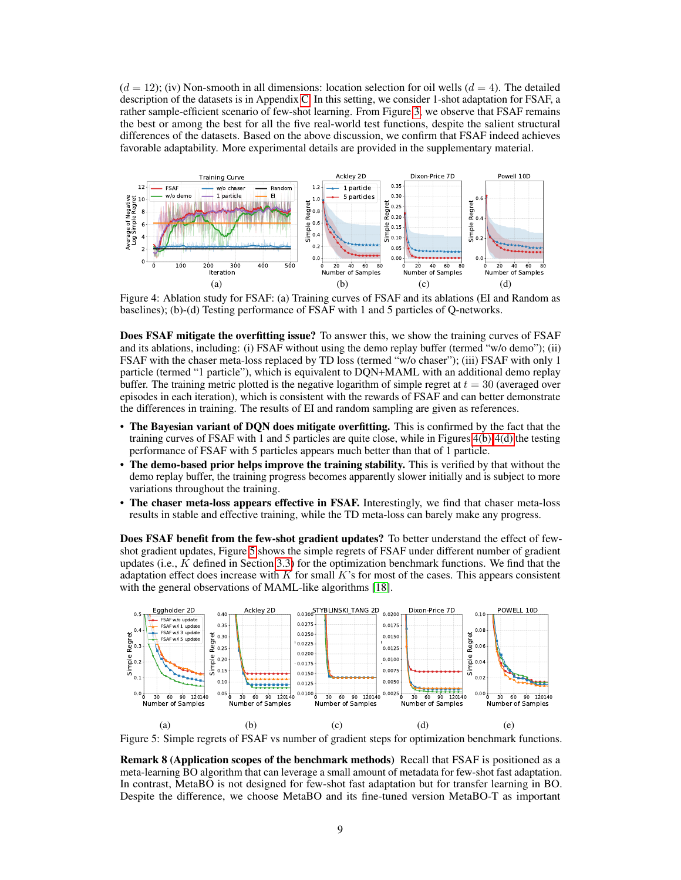($d = 12$); (iv) Non-smooth in all dimensions: location selection for oil wells ($d = 4$). The detailed description of the datasets is in Appendix C. In this setting, we consider 1-shot adaptation for FSAF, a rather sample-efficient scenario of few-shot learning. From Figure 3, we observe that FSAF remains the best or among the best for all the five real-world test functions, despite the salient structural differences of the datasets. Based on the above discussion, we confirm that FSAF indeed achieves favorable adaptability. More experimental details are provided in the supplementary material.

Figure 4: Ablation study for FSAF: (a) Training curves of FSAF and its ablations (EI and Random as baselines); (b)-(d) Testing performance of FSAF with 1 and 5 particles of Q-networks.

**Does FSAF mitigate the overfitting issue?** To answer this, we show the training curves of FSAF and its ablations, including: (i) FSAF without using the demo replay buffer (termed "w/o demo"); (ii) FSAF with the chaser meta-loss replaced by TD loss (termed "w/o chaser"); (iii) FSAF with only 1 particle (termed "1 particle"), which is equivalent to DQN+MAML with an additional demo replay buffer. The training metric plotted is the negative logarithm of simple regret at $t = 30$ (averaged over episodes in each iteration), which is consistent with the rewards of FSAF and can better demonstrate the differences in training. The results of EI and random sampling are given as references.

- **The Bayesian variant of DQN does mitigate overfitting.** This is confirmed by the fact that the training curves of FSAF with 1 and 5 particles are quite close, while in Figures 4(b)-4(d) the testing performance of FSAF with 5 particles appears much better than that of 1 particle.
- **The demo-based prior helps improve the training stability.** This is verified by that without the demo replay buffer, the training progress becomes apparently slower initially and is subject to more variations throughout the training.
- **The chaser meta-loss appears effective in FSAF.** Interestingly, we find that chaser meta-loss results in stable and effective training, while the TD meta-loss can barely make any progress.

**Does FSAF benefit from the few-shot gradient updates?** To better understand the effect of few-shot gradient updates, Figure 5 shows the simple regrets of FSAF under different number of gradient updates (i.e., $K$ defined in Section 3.3) for the optimization benchmark functions. We find that the adaptation effect does increase with $K$ for small $K$'s for most of the cases. This appears consistent with the general observations of MAML-like algorithms [18].

Figure 5: Simple regrets of FSAF vs number of gradient steps for optimization benchmark functions.

**Remark 8 (Application scopes of the benchmark methods)** Recall that FSAF is positioned as a meta-learning BO algorithm that can leverage a small amount of metadata for few-shot fast adaptation. In contrast, MetaBO is not designed for few-shot fast adaptation but for transfer learning in BO. Despite the difference, we choose MetaBO and its fine-tuned version MetaBO-T as important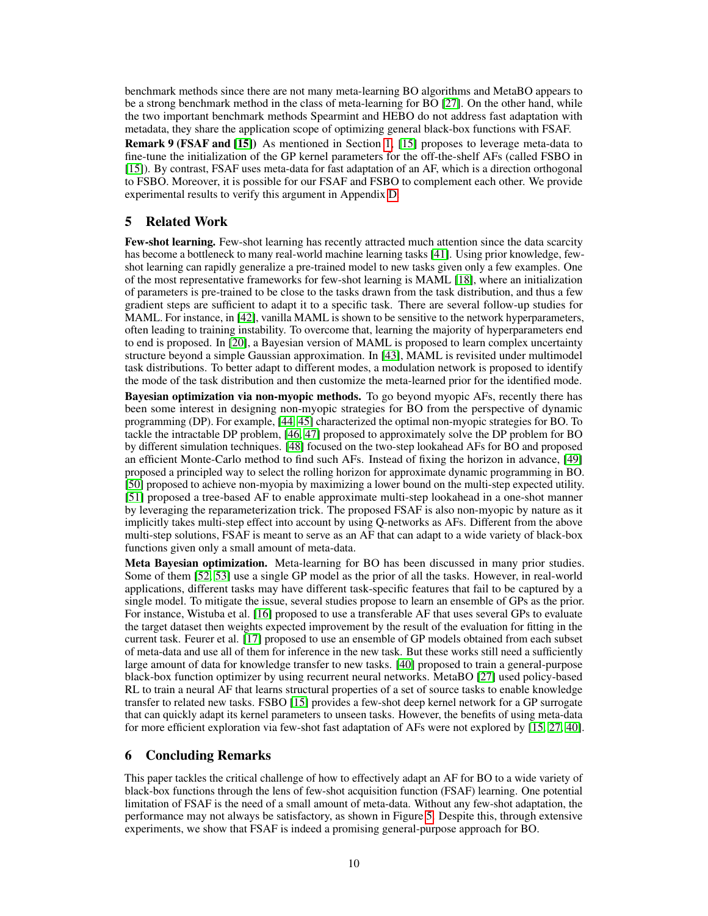benchmark methods since there are not many meta-learning BO algorithms and MetaBO appears to be a strong benchmark method in the class of meta-learning for BO [27]. On the other hand, while the two important benchmark methods Spearmint and HEBO do not address fast adaptation with metadata, they share the application scope of optimizing general black-box functions with FSAF.

**Remark 9 (FSAF and [15])** As mentioned in Section 1, [15] proposes to leverage meta-data to fine-tune the initialization of the GP kernel parameters for the off-the-shelf AFs (called FSBO in [15]). By contrast, FSAF uses meta-data for fast adaptation of an AF, which is a direction orthogonal to FSBO. Moreover, it is possible for our FSAF and FSBO to complement each other. We provide experimental results to verify this argument in Appendix D.

## 5 Related Work

**Few-shot learning.** Few-shot learning has recently attracted much attention since the data scarcity has become a bottleneck to many real-world machine learning tasks [41]. Using prior knowledge, few-shot learning can rapidly generalize a pre-trained model to new tasks given only a few examples. One of the most representative frameworks for few-shot learning is MAML [18], where an initialization of parameters is pre-trained to be close to the tasks drawn from the task distribution, and thus a few gradient steps are sufficient to adapt it to a specific task. There are several follow-up studies for MAML. For instance, in [42], vanilla MAML is shown to be sensitive to the network hyperparameters, often leading to training instability. To overcome that, learning the majority of hyperparameters end to end is proposed. In [20], a Bayesian version of MAML is proposed to learn complex uncertainty structure beyond a simple Gaussian approximation. In [43], MAML is revisited under multimodel task distributions. To better adapt to different modes, a modulation network is proposed to identify the mode of the task distribution and then customize the meta-learned prior for the identified mode.

**Bayesian optimization via non-myopic methods.** To go beyond myopic AFs, recently there has been some interest in designing non-myopic strategies for BO from the perspective of dynamic programming (DP). For example, [44, 45] characterized the optimal non-myopic strategies for BO. To tackle the intractable DP problem, [46, 47] proposed to approximately solve the DP problem for BO by different simulation techniques. [48] focused on the two-step lookahead AFs for BO and proposed an efficient Monte-Carlo method to find such AFs. Instead of fixing the horizon in advance, [49] proposed a principled way to select the rolling horizon for approximate dynamic programming in BO. [50] proposed to achieve non-myopia by maximizing a lower bound on the multi-step expected utility. [51] proposed a tree-based AF to enable approximate multi-step lookahead in a one-shot manner by leveraging the reparameterization trick. The proposed FSAF is also non-myopic by nature as it implicitly takes multi-step effect into account by using Q-networks as AFs. Different from the above multi-step solutions, FSAF is meant to serve as an AF that can adapt to a wide variety of black-box functions given only a small amount of meta-data.

**Meta Bayesian optimization.** Meta-learning for BO has been discussed in many prior studies. Some of them [52, 53] use a single GP model as the prior of all the tasks. However, in real-world applications, different tasks may have different task-specific features that fail to be captured by a single model. To mitigate the issue, several studies propose to learn an ensemble of GPs as the prior. For instance, Wistuba et al. [16] proposed to use a transferable AF that uses several GPs to evaluate the target dataset then weights expected improvement by the result of the evaluation for fitting in the current task. Feurer et al. [17] proposed to use an ensemble of GP models obtained from each subset of meta-data and use all of them for inference in the new task. But these works still need a sufficiently large amount of data for knowledge transfer to new tasks. [40] proposed to train a general-purpose black-box function optimizer by using recurrent neural networks. MetaBO [27] used policy-based RL to train a neural AF that learns structural properties of a set of source tasks to enable knowledge transfer to related new tasks. FSBO [15] provides a few-shot deep kernel network for a GP surrogate that can quickly adapt its kernel parameters to unseen tasks. However, the benefits of using meta-data for more efficient exploration via few-shot fast adaptation of AFs were not explored by [15, 27, 40].

## 6 Concluding Remarks

This paper tackles the critical challenge of how to effectively adapt an AF for BO to a wide variety of black-box functions through the lens of few-shot acquisition function (FSAF) learning. One potential limitation of FSAF is the need of a small amount of meta-data. Without any few-shot adaptation, the performance may not always be satisfactory, as shown in Figure 5. Despite this, through extensive experiments, we show that FSAF is indeed a promising general-purpose approach for BO.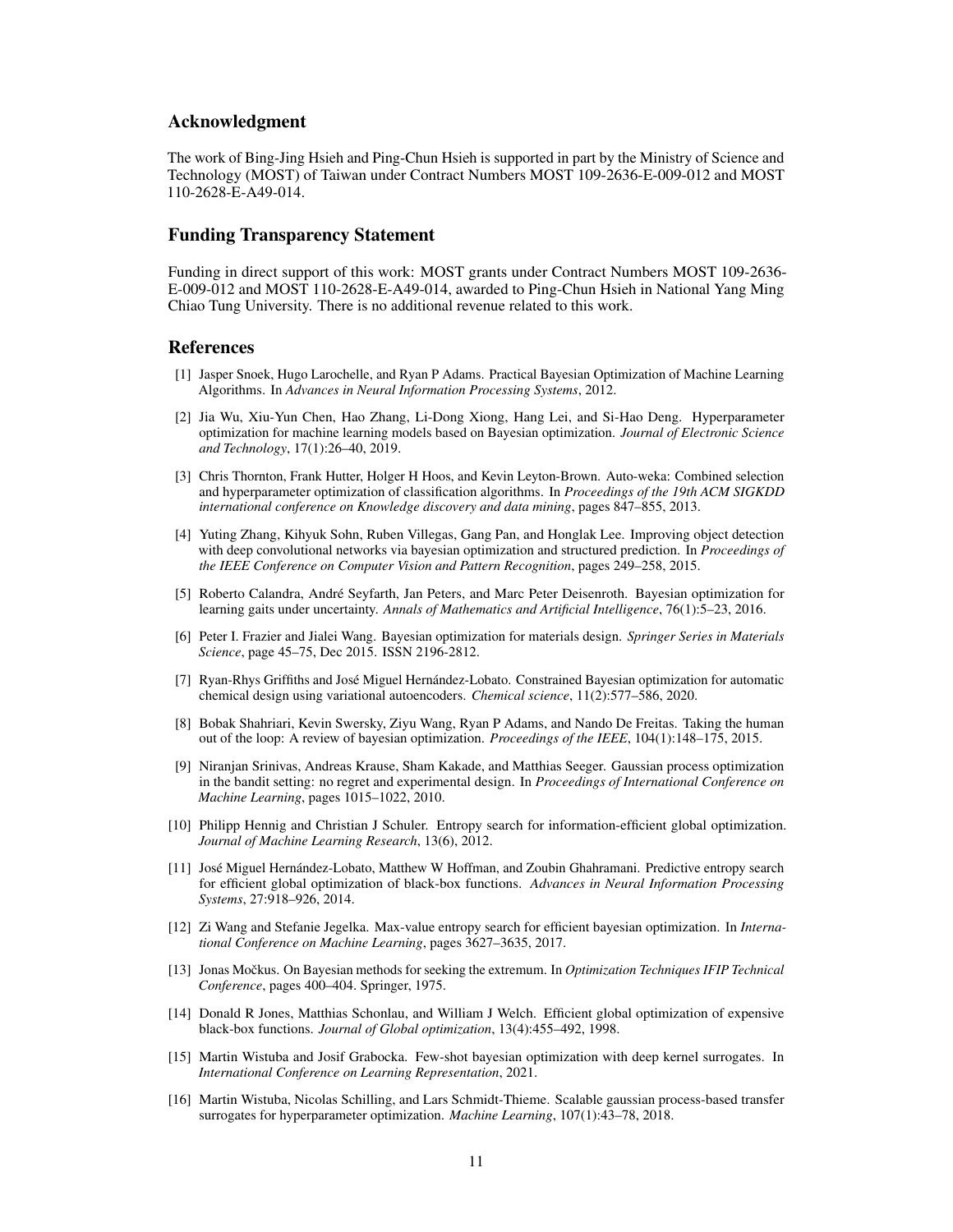## Acknowledgment

The work of Bing-Jing Hsieh and Ping-Chun Hsieh is supported in part by the Ministry of Science and Technology (MOST) of Taiwan under Contract Numbers MOST 109-2636-E-009-012 and MOST 110-2628-E-A49-014.

## Funding Transparency Statement

Funding in direct support of this work: MOST grants under Contract Numbers MOST 109-2636-E-009-012 and MOST 110-2628-E-A49-014, awarded to Ping-Chun Hsieh in National Yang Ming Chiao Tung University. There is no additional revenue related to this work.

## References

[1] Jasper Snoek, Hugo Larochelle, and Ryan P Adams. Practical Bayesian Optimization of Machine Learning Algorithms. In *Advances in Neural Information Processing Systems*, 2012.

[2] Jia Wu, Xiu-Yun Chen, Hao Zhang, Li-Dong Xiong, Hang Lei, and Si-Hao Deng. Hyperparameter optimization for machine learning models based on Bayesian optimization. *Journal of Electronic Science and Technology*, 17(1):26–40, 2019.

[3] Chris Thornton, Frank Hutter, Holger H Hoos, and Kevin Leyton-Brown. Auto-weka: Combined selection and hyperparameter optimization of classification algorithms. In *Proceedings of the 19th ACM SIGKDD international conference on Knowledge discovery and data mining*, pages 847–855, 2013.

[4] Yuting Zhang, Kihyuk Sohn, Ruben Villegas, Gang Pan, and Honglak Lee. Improving object detection with deep convolutional networks via bayesian optimization and structured prediction. In *Proceedings of the IEEE Conference on Computer Vision and Pattern Recognition*, pages 249–258, 2015.

[5] Roberto Calandra, André Seyfarth, Jan Peters, and Marc Peter Deisenroth. Bayesian optimization for learning gaits under uncertainty. *Annals of Mathematics and Artificial Intelligence*, 76(1):5–23, 2016.

[6] Peter I. Frazier and Jialei Wang. Bayesian optimization for materials design. *Springer Series in Materials Science*, page 45–75, Dec 2015. ISSN 2196-2812.

[7] Ryan-Rhys Griffiths and José Miguel Hernández-Lobato. Constrained Bayesian optimization for automatic chemical design using variational autoencoders. *Chemical science*, 11(2):577–586, 2020.

[8] Bobak Shahriari, Kevin Swersky, Ziyu Wang, Ryan P Adams, and Nando De Freitas. Taking the human out of the loop: A review of bayesian optimization. *Proceedings of the IEEE*, 104(1):148–175, 2015.

[9] Niranjan Srinivas, Andreas Krause, Sham Kakade, and Matthias Seeger. Gaussian process optimization in the bandit setting: no regret and experimental design. In *Proceedings of International Conference on Machine Learning*, pages 1015–1022, 2010.

[10] Philipp Hennig and Christian J Schuler. Entropy search for information-efficient global optimization. *Journal of Machine Learning Research*, 13(6), 2012.

[11] José Miguel Hernández-Lobato, Matthew W Hoffman, and Zoubin Ghahramani. Predictive entropy search for efficient global optimization of black-box functions. *Advances in Neural Information Processing Systems*, 27:918–926, 2014.

[12] Zi Wang and Stefanie Jegelka. Max-value entropy search for efficient bayesian optimization. In *International Conference on Machine Learning*, pages 3627–3635, 2017.

[13] Jonas Močkus. On Bayesian methods for seeking the extremum. In *Optimization Techniques IFIP Technical Conference*, pages 400–404. Springer, 1975.

[14] Donald R Jones, Matthias Schonlau, and William J Welch. Efficient global optimization of expensive black-box functions. *Journal of Global optimization*, 13(4):455–492, 1998.

[15] Martin Wistuba and Josif Grabocka. Few-shot bayesian optimization with deep kernel surrogates. In *International Conference on Learning Representation*, 2021.

[16] Martin Wistuba, Nicolas Schilling, and Lars Schmidt-Thieme. Scalable gaussian process-based transfer surrogates for hyperparameter optimization. *Machine Learning*, 107(1):43–78, 2018.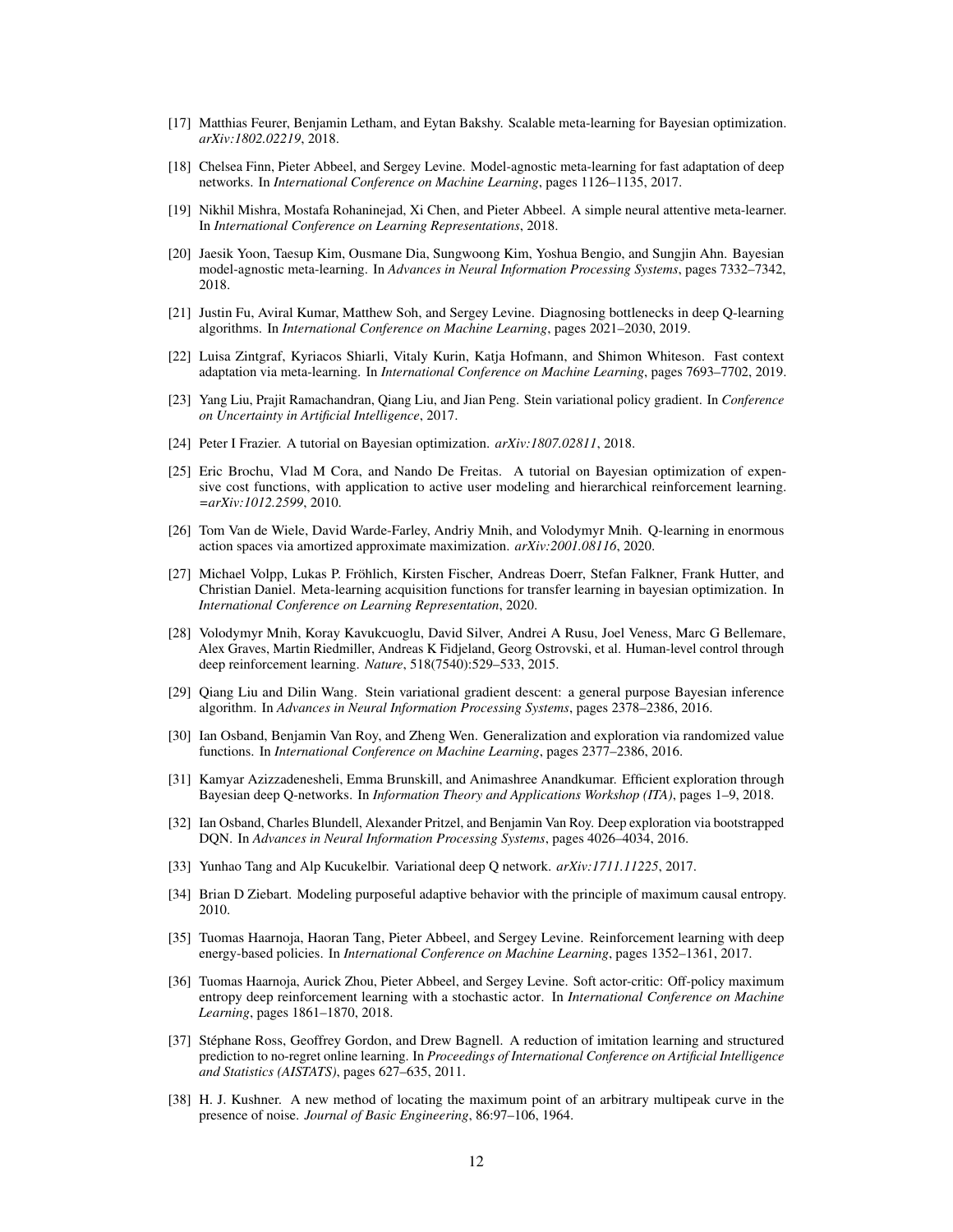[17] Matthias Feurer, Benjamin Letham, and Eytan Bakshy. Scalable meta-learning for Bayesian optimization. *arXiv:1802.02219*, 2018.

[18] Chelsea Finn, Pieter Abbeel, and Sergey Levine. Model-agnostic meta-learning for fast adaptation of deep networks. In *International Conference on Machine Learning*, pages 1126–1135, 2017.

[19] Nikhil Mishra, Mostafa Rohaninejad, Xi Chen, and Pieter Abbeel. A simple neural attentive meta-learner. In *International Conference on Learning Representations*, 2018.

[20] Jaesik Yoon, Taesup Kim, Ousmane Dia, Sungwoong Kim, Yoshua Bengio, and Sungjin Ahn. Bayesian model-agnostic meta-learning. In *Advances in Neural Information Processing Systems*, pages 7332–7342, 2018.

[21] Justin Fu, Aviral Kumar, Matthew Soh, and Sergey Levine. Diagnosing bottlenecks in deep Q-learning algorithms. In *International Conference on Machine Learning*, pages 2021–2030, 2019.

[22] Luisa Zintgraf, Kyriacos Shiarli, Vitaly Kurin, Katja Hofmann, and Shimon Whiteson. Fast context adaptation via meta-learning. In *International Conference on Machine Learning*, pages 7693–7702, 2019.

[23] Yang Liu, Prajit Ramachandran, Qiang Liu, and Jian Peng. Stein variational policy gradient. In *Conference on Uncertainty in Artificial Intelligence*, 2017.

[24] Peter I Frazier. A tutorial on Bayesian optimization. *arXiv:1807.02811*, 2018.

[25] Eric Brochu, Vlad M Cora, and Nando De Freitas. A tutorial on Bayesian optimization of expensive cost functions, with application to active user modeling and hierarchical reinforcement learning. *=arXiv:1012.2599*, 2010.

[26] Tom Van de Wiele, David Warde-Farley, Andriy Mnih, and Volodymyr Mnih. Q-learning in enormous action spaces via amortized approximate maximization. *arXiv:2001.08116*, 2020.

[27] Michael Volpp, Lukas P. Fröhlich, Kirsten Fischer, Andreas Doerr, Stefan Falkner, Frank Hutter, and Christian Daniel. Meta-learning acquisition functions for transfer learning in bayesian optimization. In *International Conference on Learning Representation*, 2020.

[28] Volodymyr Mnih, Koray Kavukcuoglu, David Silver, Andrei A Rusu, Joel Veness, Marc G Bellemare, Alex Graves, Martin Riedmiller, Andreas K Fidjeland, Georg Ostrovski, et al. Human-level control through deep reinforcement learning. *Nature*, 518(7540):529–533, 2015.

[29] Qiang Liu and Dilin Wang. Stein variational gradient descent: a general purpose Bayesian inference algorithm. In *Advances in Neural Information Processing Systems*, pages 2378–2386, 2016.

[30] Ian Osband, Benjamin Van Roy, and Zheng Wen. Generalization and exploration via randomized value functions. In *International Conference on Machine Learning*, pages 2377–2386, 2016.

[31] Kamyar Azizzadenesheli, Emma Brunskill, and Animashree Anandkumar. Efficient exploration through Bayesian deep Q-networks. In *Information Theory and Applications Workshop (ITA)*, pages 1–9, 2018.

[32] Ian Osband, Charles Blundell, Alexander Pritzel, and Benjamin Van Roy. Deep exploration via bootstrapped DQN. In *Advances in Neural Information Processing Systems*, pages 4026–4034, 2016.

[33] Yunhao Tang and Alp Kucukelbir. Variational deep Q network. *arXiv:1711.11225*, 2017.

[34] Brian D Ziebart. Modeling purposeful adaptive behavior with the principle of maximum causal entropy. 2010.

[35] Tuomas Haarnoja, Haoran Tang, Pieter Abbeel, and Sergey Levine. Reinforcement learning with deep energy-based policies. In *International Conference on Machine Learning*, pages 1352–1361, 2017.

[36] Tuomas Haarnoja, Aurick Zhou, Pieter Abbeel, and Sergey Levine. Soft actor-critic: Off-policy maximum entropy deep reinforcement learning with a stochastic actor. In *International Conference on Machine Learning*, pages 1861–1870, 2018.

[37] Stéphane Ross, Geoffrey Gordon, and Drew Bagnell. A reduction of imitation learning and structured prediction to no-regret online learning. In *Proceedings of International Conference on Artificial Intelligence and Statistics (AISTATS)*, pages 627–635, 2011.

[38] H. J. Kushner. A new method of locating the maximum point of an arbitrary multipeak curve in the presence of noise. *Journal of Basic Engineering*, 86:97–106, 1964.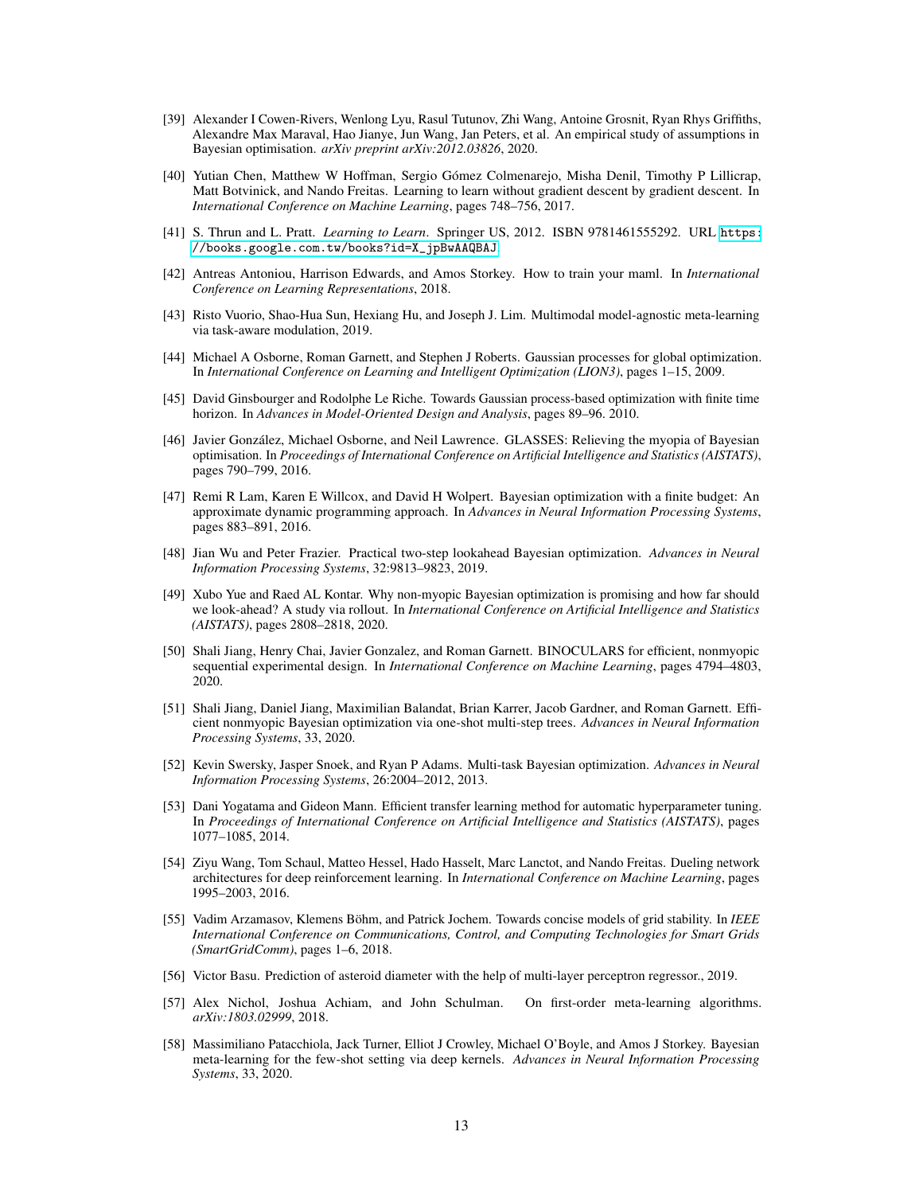[39] Alexander I Cowen-Rivers, Wenlong Lyu, Rasul Tutunov, Zhi Wang, Antoine Grosnit, Ryan Rhys Griffiths, Alexandre Max Maraval, Hao Jianye, Jun Wang, Jan Peters, et al. An empirical study of assumptions in Bayesian optimisation. *arXiv preprint arXiv:2012.03826*, 2020.

[40] Yutian Chen, Matthew W Hoffman, Sergio Gómez Colmenarejo, Misha Denil, Timothy P Lillicrap, Matt Botvinick, and Nando Freitas. Learning to learn without gradient descent by gradient descent. In *International Conference on Machine Learning*, pages 748–756, 2017.

[41] S. Thrun and L. Pratt. *Learning to Learn*. Springer US, 2012. ISBN 9781461555292. URL https://books.google.com.tw/books?id=X_jpBwAAQBAJ.

[42] Antreas Antoniou, Harrison Edwards, and Amos Storkey. How to train your maml. In *International Conference on Learning Representations*, 2018.

[43] Risto Vuorio, Shao-Hua Sun, Hexiang Hu, and Joseph J. Lim. Multimodal model-agnostic meta-learning via task-aware modulation, 2019.

[44] Michael A Osborne, Roman Garnett, and Stephen J Roberts. Gaussian processes for global optimization. In *International Conference on Learning and Intelligent Optimization (LION3)*, pages 1–15, 2009.

[45] David Ginsbourger and Rodolphe Le Riche. Towards Gaussian process-based optimization with finite time horizon. In *Advances in Model-Oriented Design and Analysis*, pages 89–96. 2010.

[46] Javier González, Michael Osborne, and Neil Lawrence. GLASSES: Relieving the myopia of Bayesian optimisation. In *Proceedings of International Conference on Artificial Intelligence and Statistics (AISTATS)*, pages 790–799, 2016.

[47] Remi R Lam, Karen E Willcox, and David H Wolpert. Bayesian optimization with a finite budget: An approximate dynamic programming approach. In *Advances in Neural Information Processing Systems*, pages 883–891, 2016.

[48] Jian Wu and Peter Frazier. Practical two-step lookahead Bayesian optimization. *Advances in Neural Information Processing Systems*, 32:9813–9823, 2019.

[49] Xubo Yue and Raed AL Kontar. Why non-myopic Bayesian optimization is promising and how far should we look-ahead? A study via rollout. In *International Conference on Artificial Intelligence and Statistics (AISTATS)*, pages 2808–2818, 2020.

[50] Shali Jiang, Henry Chai, Javier Gonzalez, and Roman Garnett. BINOCULARS for efficient, nonmyopic sequential experimental design. In *International Conference on Machine Learning*, pages 4794–4803, 2020.

[51] Shali Jiang, Daniel Jiang, Maximilian Balandat, Brian Karrer, Jacob Gardner, and Roman Garnett. Efficient nonmyopic Bayesian optimization via one-shot multi-step trees. *Advances in Neural Information Processing Systems*, 33, 2020.

[52] Kevin Swersky, Jasper Snoek, and Ryan P Adams. Multi-task Bayesian optimization. *Advances in Neural Information Processing Systems*, 26:2004–2012, 2013.

[53] Dani Yogatama and Gideon Mann. Efficient transfer learning method for automatic hyperparameter tuning. In *Proceedings of International Conference on Artificial Intelligence and Statistics (AISTATS)*, pages 1077–1085, 2014.

[54] Ziyu Wang, Tom Schaul, Matteo Hessel, Hado Hasselt, Marc Lanctot, and Nando Freitas. Dueling network architectures for deep reinforcement learning. In *International Conference on Machine Learning*, pages 1995–2003, 2016.

[55] Vadim Arzamasov, Klemens Böhm, and Patrick Jochem. Towards concise models of grid stability. In *IEEE International Conference on Communications, Control, and Computing Technologies for Smart Grids (SmartGridComm)*, pages 1–6, 2018.

[56] Victor Basu. Prediction of asteroid diameter with the help of multi-layer perceptron regressor., 2019.

[57] Alex Nichol, Joshua Achiam, and John Schulman. On first-order meta-learning algorithms. *arXiv:1803.02999*, 2018.

[58] Massimiliano Patacchiola, Jack Turner, Elliot J Crowley, Michael O'Boyle, and Amos J Storkey. Bayesian meta-learning for the few-shot setting via deep kernels. *Advances in Neural Information Processing Systems*, 33, 2020.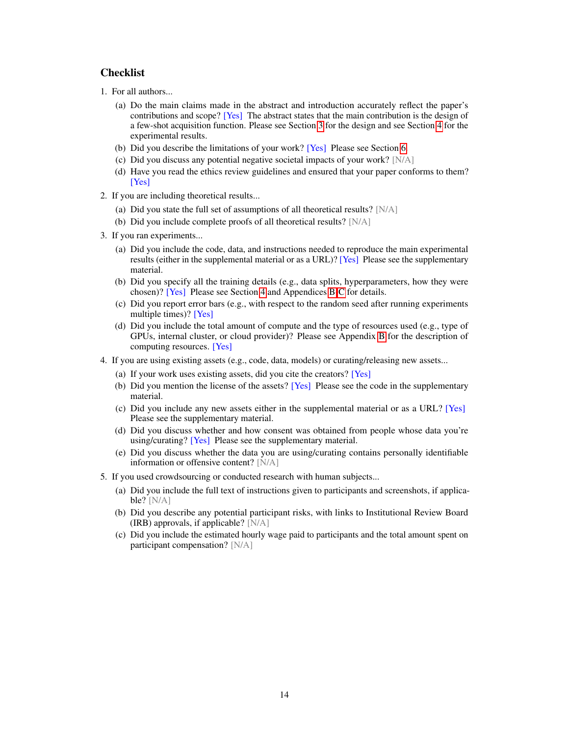## Checklist

1. For all authors...
   (a) Do the main claims made in the abstract and introduction accurately reflect the paper's contributions and scope? [Yes] The abstract states that the main contribution is the design of a few-shot acquisition function. Please see Section 3 for the design and see Section 4 for the experimental results.
   (b) Did you describe the limitations of your work? [Yes] Please see Section 6.
   (c) Did you discuss any potential negative societal impacts of your work? [N/A]
   (d) Have you read the ethics review guidelines and ensured that your paper conforms to them? [Yes]
2. If you are including theoretical results...
   (a) Did you state the full set of assumptions of all theoretical results? [N/A]
   (b) Did you include complete proofs of all theoretical results? [N/A]
3. If you ran experiments...
   (a) Did you include the code, data, and instructions needed to reproduce the main experimental results (either in the supplemental material or as a URL)? [Yes] Please see the supplementary material.
   (b) Did you specify all the training details (e.g., data splits, hyperparameters, how they were chosen)? [Yes] Please see Section 4 and Appendices B,C for details.
   (c) Did you report error bars (e.g., with respect to the random seed after running experiments multiple times)? [Yes]
   (d) Did you include the total amount of compute and the type of resources used (e.g., type of GPUs, internal cluster, or cloud provider)? Please see Appendix B for the description of computing resources. [Yes]
4. If you are using existing assets (e.g., code, data, models) or curating/releasing new assets...
   (a) If your work uses existing assets, did you cite the creators? [Yes]
   (b) Did you mention the license of the assets? [Yes] Please see the code in the supplementary material.
   (c) Did you include any new assets either in the supplemental material or as a URL? [Yes] Please see the supplementary material.
   (d) Did you discuss whether and how consent was obtained from people whose data you're using/curating? [Yes] Please see the supplementary material.
   (e) Did you discuss whether the data you are using/curating contains personally identifiable information or offensive content? [N/A]
5. If you used crowdsourcing or conducted research with human subjects...
   (a) Did you include the full text of instructions given to participants and screenshots, if applicable? [N/A]
   (b) Did you describe any potential participant risks, with links to Institutional Review Board (IRB) approvals, if applicable? [N/A]
   (c) Did you include the estimated hourly wage paid to participants and the total amount spent on participant compensation? [N/A]